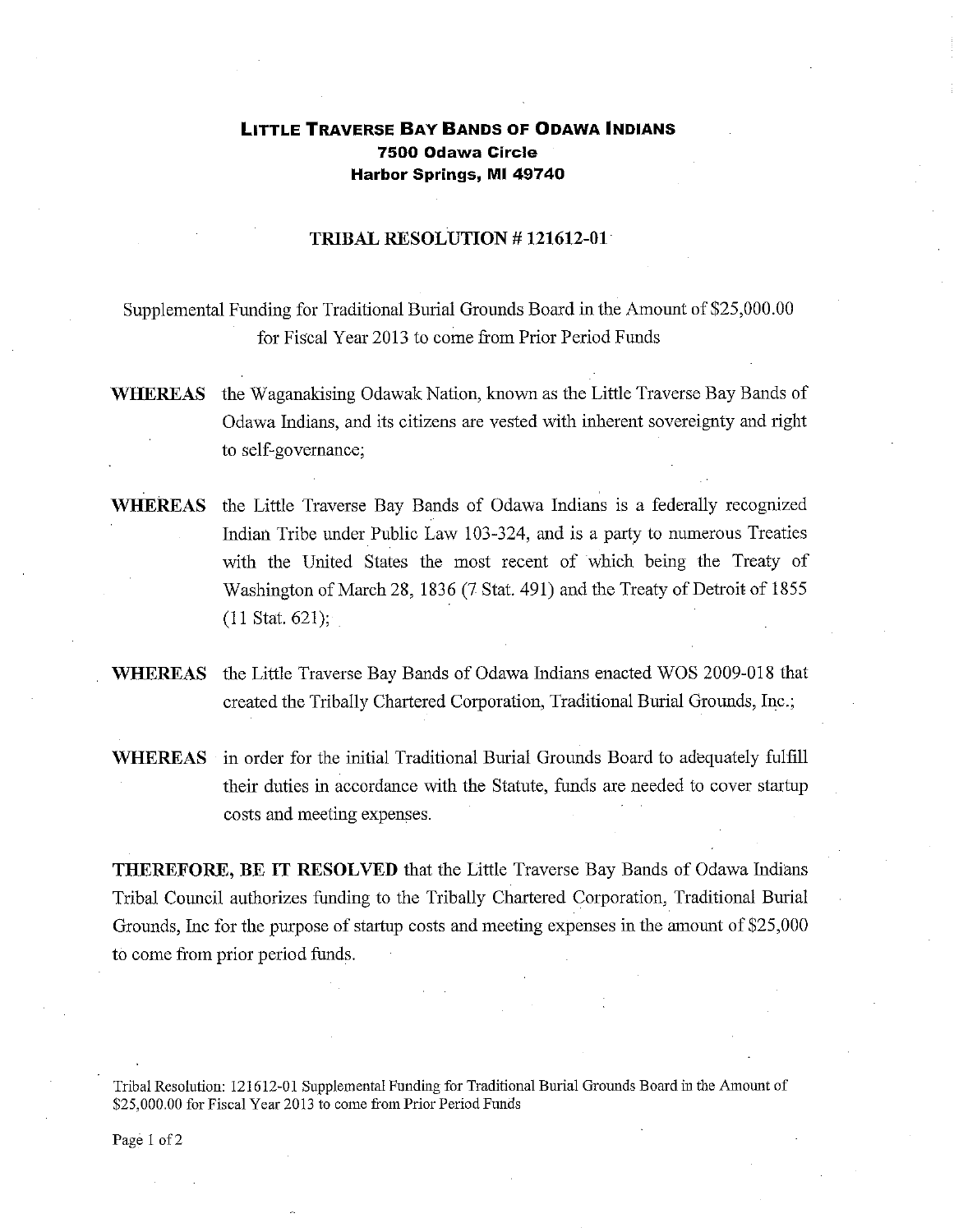# LITTLE TRAVERSE BAY BANDS OF ODAWA INDIANS

**7500 Odawa Circle**
**Harbor Springs, MI 49740**

## TRIBAL RESOLUTION # 121612-01

Supplemental Funding for Traditional Burial Grounds Board in the Amount of $25,000.00 for Fiscal Year 2013 to come from Prior Period Funds

**WHEREAS** the Waganakising Odawak Nation, known as the Little Traverse Bay Bands of Odawa Indians, and its citizens are vested with inherent sovereignty and right to self-governance;

**WHEREAS** the Little Traverse Bay Bands of Odawa Indians is a federally recognized Indian Tribe under Public Law 103-324, and is a party to numerous Treaties with the United States the most recent of which being the Treaty of Washington of March 28, 1836 (7 Stat. 491) and the Treaty of Detroit of 1855 (11 Stat. 621);

**WHEREAS** the Little Traverse Bay Bands of Odawa Indians enacted WOS 2009-018 that created the Tribally Chartered Corporation, Traditional Burial Grounds, Inc.;

**WHEREAS** in order for the initial Traditional Burial Grounds Board to adequately fulfill their duties in accordance with the Statute, funds are needed to cover startup costs and meeting expenses.

**THEREFORE, BE IT RESOLVED** that the Little Traverse Bay Bands of Odawa Indians Tribal Council authorizes funding to the Tribally Chartered Corporation, Traditional Burial Grounds, Inc for the purpose of startup costs and meeting expenses in the amount of $25,000 to come from prior period funds.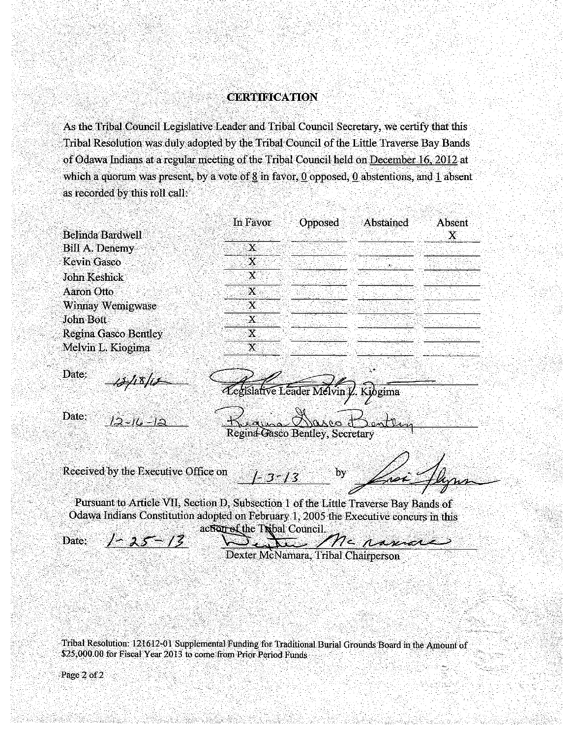## CERTIFICATION

As the Tribal Council Legislative Leader and Tribal Council Secretary, we certify that this Tribal Resolution was duly adopted by the Tribal Council of the Little Traverse Bay Bands of Odawa Indians at a regular meeting of the Tribal Council held on December 16, 2012 at which a quorum was present, by a vote of 8 in favor, 0 opposed, 0 abstentions, and 1 absent as recorded by this roll call:

| | In Favor | Opposed | Abstained | Absent |
|---|---|---|---|---|
| Belinda Bardwell | | | | X |
| Bill A. Denemy | X | | | |
| Kevin Gasco | X | | | |
| John Keshick | X | | | |
| Aaron Otto | X | | | |
| Winnay Wemigwase | X | | | |
| John Bott | X | | | |
| Regina Gasco Bentley | X | | | |
| Melvin L. Kiogima | X | | | |

Date: 12/18/12 — Legislative Leader Melvin L. Kiogima

Date: 12-16-12 — Regina Gasco Bentley, Secretary

Received by the Executive Office on 1-3-13 by [signature]

Pursuant to Article VII, Section D, Subsection 1 of the Little Traverse Bay Bands of Odawa Indians Constitution adopted on February 1, 2005 the Executive concurs in this action of the Tribal Council.

Date: 1-25-13 — Dexter McNamara, Tribal Chairperson

Tribal Resolution: 121612-01 Supplemental Funding for Traditional Burial Grounds Board in the Amount of $25,000.00 for Fiscal Year 2013 to come from Prior Period Funds